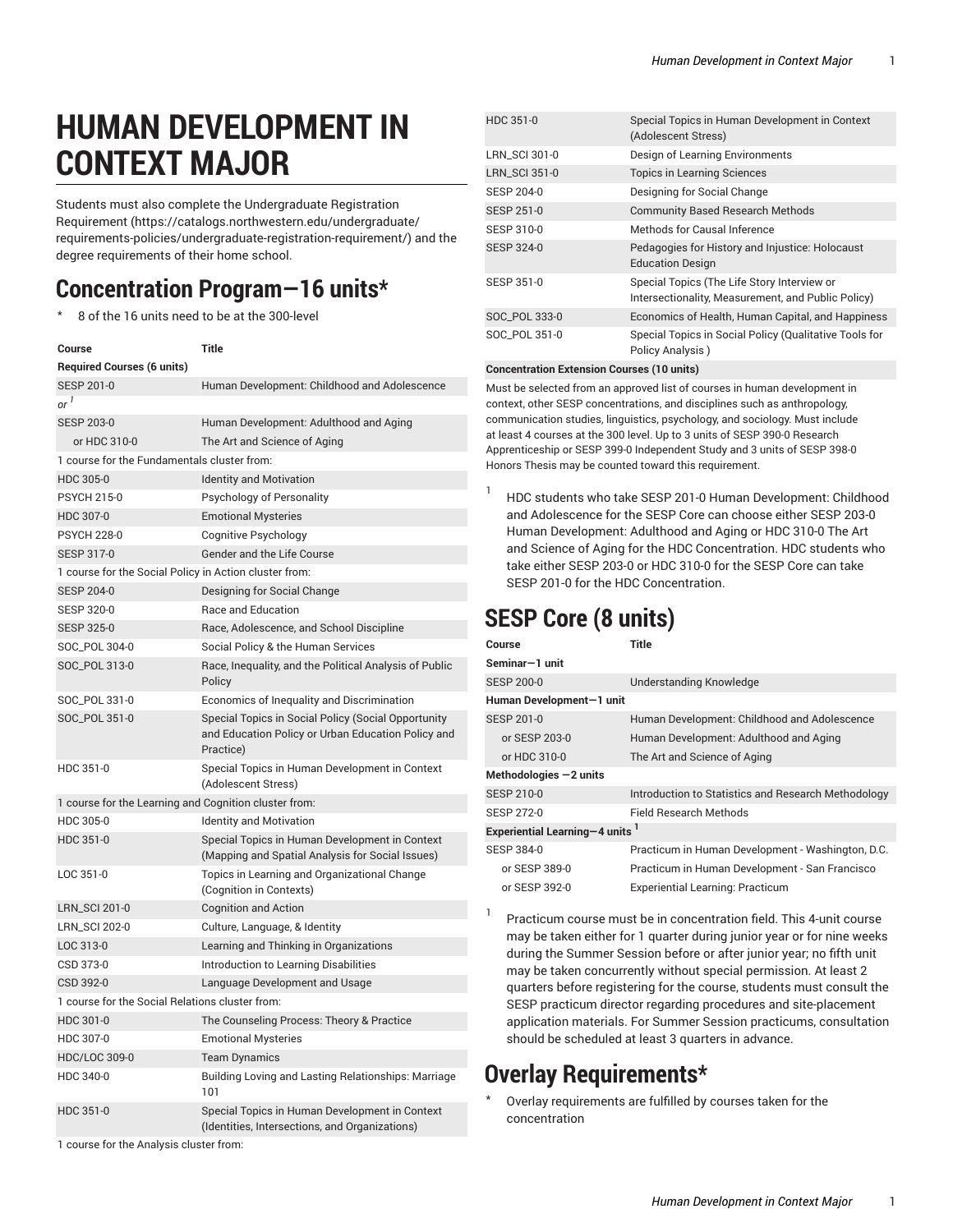# HUMAN DEVELOPMENT IN CONTEXT MAJOR

Students must also complete the Undergraduate Registration Requirement (https://catalogs.northwestern.edu/undergraduate/requirements-policies/undergraduate-registration-requirement/) and the degree requirements of their home school.

## Concentration Program—16 units*

\* 8 of the 16 units need to be at the 300-level

| Course | Title |
|---|---|
| **Required Courses (6 units)** | |
| SESP 201-0 | Human Development: Childhood and Adolescence |
| *or* [1] | |
| SESP 203-0 | Human Development: Adulthood and Aging |
| or HDC 310-0 | The Art and Science of Aging |
| 1 course for the Fundamentals cluster from: | |
| HDC 305-0 | Identity and Motivation |
| PSYCH 215-0 | Psychology of Personality |
| HDC 307-0 | Emotional Mysteries |
| PSYCH 228-0 | Cognitive Psychology |
| SESP 317-0 | Gender and the Life Course |
| 1 course for the Social Policy in Action cluster from: | |
| SESP 204-0 | Designing for Social Change |
| SESP 320-0 | Race and Education |
| SESP 325-0 | Race, Adolescence, and School Discipline |
| SOC_POL 304-0 | Social Policy & the Human Services |
| SOC_POL 313-0 | Race, Inequality, and the Political Analysis of Public Policy |
| SOC_POL 331-0 | Economics of Inequality and Discrimination |
| SOC_POL 351-0 | Special Topics in Social Policy (Social Opportunity and Education Policy or Urban Education Policy and Practice) |
| HDC 351-0 | Special Topics in Human Development in Context (Adolescent Stress) |
| 1 course for the Learning and Cognition cluster from: | |
| HDC 305-0 | Identity and Motivation |
| HDC 351-0 | Special Topics in Human Development in Context (Mapping and Spatial Analysis for Social Issues) |
| LOC 351-0 | Topics in Learning and Organizational Change (Cognition in Contexts) |
| LRN_SCI 201-0 | Cognition and Action |
| LRN_SCI 202-0 | Culture, Language, & Identity |
| LOC 313-0 | Learning and Thinking in Organizations |
| CSD 373-0 | Introduction to Learning Disabilities |
| CSD 392-0 | Language Development and Usage |
| 1 course for the Social Relations cluster from: | |
| HDC 301-0 | The Counseling Process: Theory & Practice |
| HDC 307-0 | Emotional Mysteries |
| HDC/LOC 309-0 | Team Dynamics |
| HDC 340-0 | Building Loving and Lasting Relationships: Marriage 101 |
| HDC 351-0 | Special Topics in Human Development in Context (Identities, Intersections, and Organizations) |
| 1 course for the Analysis cluster from: | |
| HDC 351-0 | Special Topics in Human Development in Context (Adolescent Stress) |
| LRN_SCI 301-0 | Design of Learning Environments |
| LRN_SCI 351-0 | Topics in Learning Sciences |
| SESP 204-0 | Designing for Social Change |
| SESP 251-0 | Community Based Research Methods |
| SESP 310-0 | Methods for Causal Inference |
| SESP 324-0 | Pedagogies for History and Injustice: Holocaust Education Design |
| SESP 351-0 | Special Topics (The Life Story Interview or Intersectionality, Measurement, and Public Policy) |
| SOC_POL 333-0 | Economics of Health, Human Capital, and Happiness |
| SOC_POL 351-0 | Special Topics in Social Policy (Qualitative Tools for Policy Analysis ) |
| **Concentration Extension Courses (10 units)** | |

Must be selected from an approved list of courses in human development in context, other SESP concentrations, and disciplines such as anthropology, communication studies, linguistics, psychology, and sociology. Must include at least 4 courses at the 300 level. Up to 3 units of SESP 390-0 Research Apprenticeship or SESP 399-0 Independent Study and 3 units of SESP 398-0 Honors Thesis may be counted toward this requirement.

[1] HDC students who take SESP 201-0 Human Development: Childhood and Adolescence for the SESP Core can choose either SESP 203-0 Human Development: Adulthood and Aging or HDC 310-0 The Art and Science of Aging for the HDC Concentration. HDC students who take either SESP 203-0 or HDC 310-0 for the SESP Core can take SESP 201-0 for the HDC Concentration.

## SESP Core (8 units)

| Course | Title |
|---|---|
| **Seminar—1 unit** | |
| SESP 200-0 | Understanding Knowledge |
| **Human Development—1 unit** | |
| SESP 201-0 | Human Development: Childhood and Adolescence |
| or SESP 203-0 | Human Development: Adulthood and Aging |
| or HDC 310-0 | The Art and Science of Aging |
| **Methodologies —2 units** | |
| SESP 210-0 | Introduction to Statistics and Research Methodology |
| SESP 272-0 | Field Research Methods |
| **Experiential Learning—4 units** [1] | |
| SESP 384-0 | Practicum in Human Development - Washington, D.C. |
| or SESP 389-0 | Practicum in Human Development - San Francisco |
| or SESP 392-0 | Experiential Learning: Practicum |

[1] Practicum course must be in concentration field. This 4-unit course may be taken either for 1 quarter during junior year or for nine weeks during the Summer Session before or after junior year; no fifth unit may be taken concurrently without special permission. At least 2 quarters before registering for the course, students must consult the SESP practicum director regarding procedures and site-placement application materials. For Summer Session practicums, consultation should be scheduled at least 3 quarters in advance.

## Overlay Requirements*

\* Overlay requirements are fulfilled by courses taken for the concentration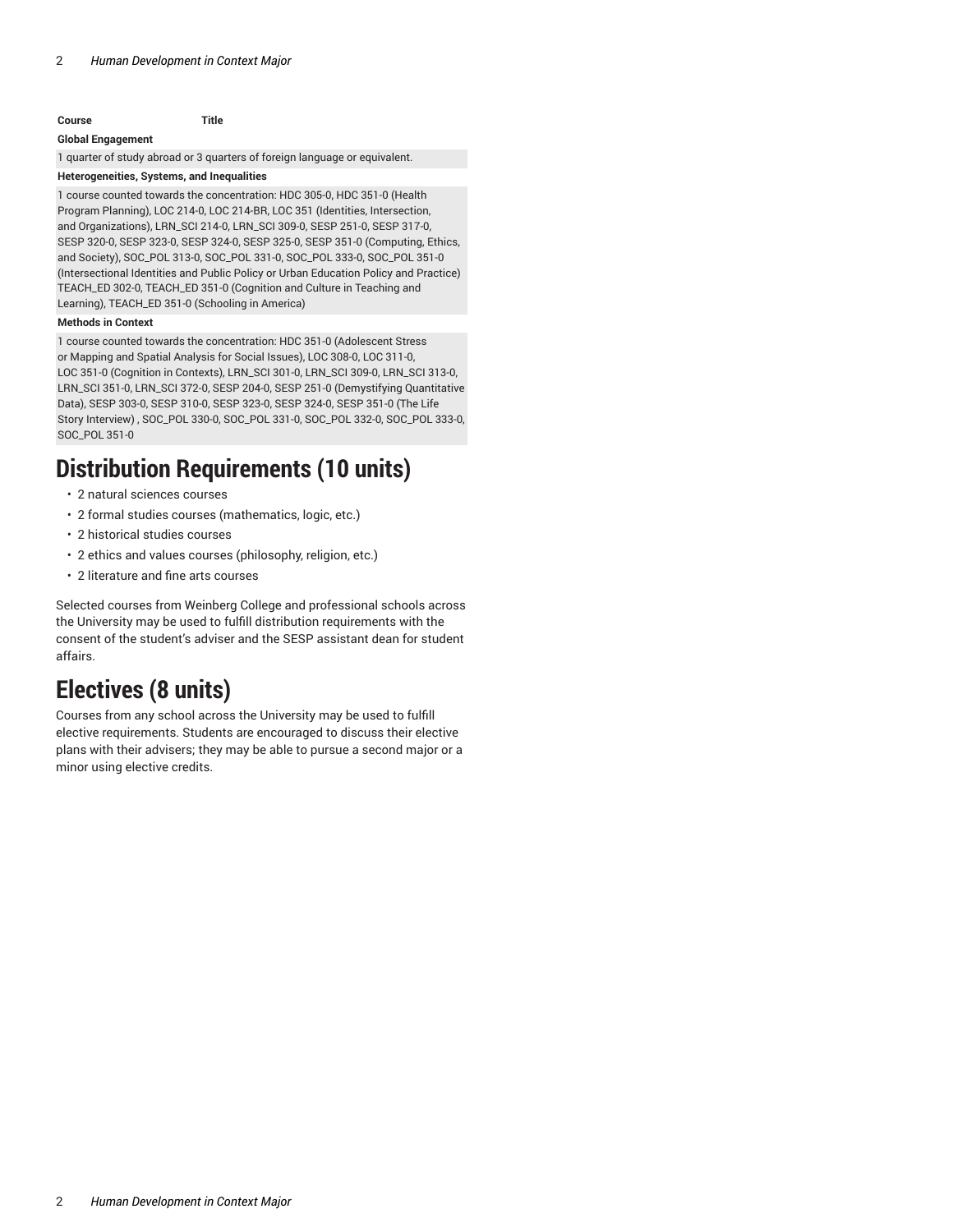| Course | Title |
| --- | --- |
| **Global Engagement** | |
| 1 quarter of study abroad or 3 quarters of foreign language or equivalent. | |
| **Heterogeneities, Systems, and Inequalities** | |
| 1 course counted towards the concentration: HDC 305-0, HDC 351-0 (Health Program Planning), LOC 214-0, LOC 214-BR, LOC 351 (Identities, Intersection, and Organizations), LRN_SCI 214-0, LRN_SCI 309-0, SESP 251-0, SESP 317-0, SESP 320-0, SESP 323-0, SESP 324-0, SESP 325-0, SESP 351-0 (Computing, Ethics, and Society), SOC_POL 313-0, SOC_POL 331-0, SOC_POL 333-0, SOC_POL 351-0 (Intersectional Identities and Public Policy or Urban Education Policy and Practice) TEACH_ED 302-0, TEACH_ED 351-0 (Cognition and Culture in Teaching and Learning), TEACH_ED 351-0 (Schooling in America) | |
| **Methods in Context** | |
| 1 course counted towards the concentration: HDC 351-0 (Adolescent Stress or Mapping and Spatial Analysis for Social Issues), LOC 308-0, LOC 311-0, LOC 351-0 (Cognition in Contexts), LRN_SCI 301-0, LRN_SCI 309-0, LRN_SCI 313-0, LRN_SCI 351-0, LRN_SCI 372-0, SESP 204-0, SESP 251-0 (Demystifying Quantitative Data), SESP 303-0, SESP 310-0, SESP 323-0, SESP 324-0, SESP 351-0 (The Life Story Interview) , SOC_POL 330-0, SOC_POL 331-0, SOC_POL 332-0, SOC_POL 333-0, SOC_POL 351-0 | |

# Distribution Requirements (10 units)

- 2 natural sciences courses
- 2 formal studies courses (mathematics, logic, etc.)
- 2 historical studies courses
- 2 ethics and values courses (philosophy, religion, etc.)
- 2 literature and fine arts courses

Selected courses from Weinberg College and professional schools across the University may be used to fulfill distribution requirements with the consent of the student's adviser and the SESP assistant dean for student affairs.

# Electives (8 units)

Courses from any school across the University may be used to fulfill elective requirements. Students are encouraged to discuss their elective plans with their advisers; they may be able to pursue a second major or a minor using elective credits.